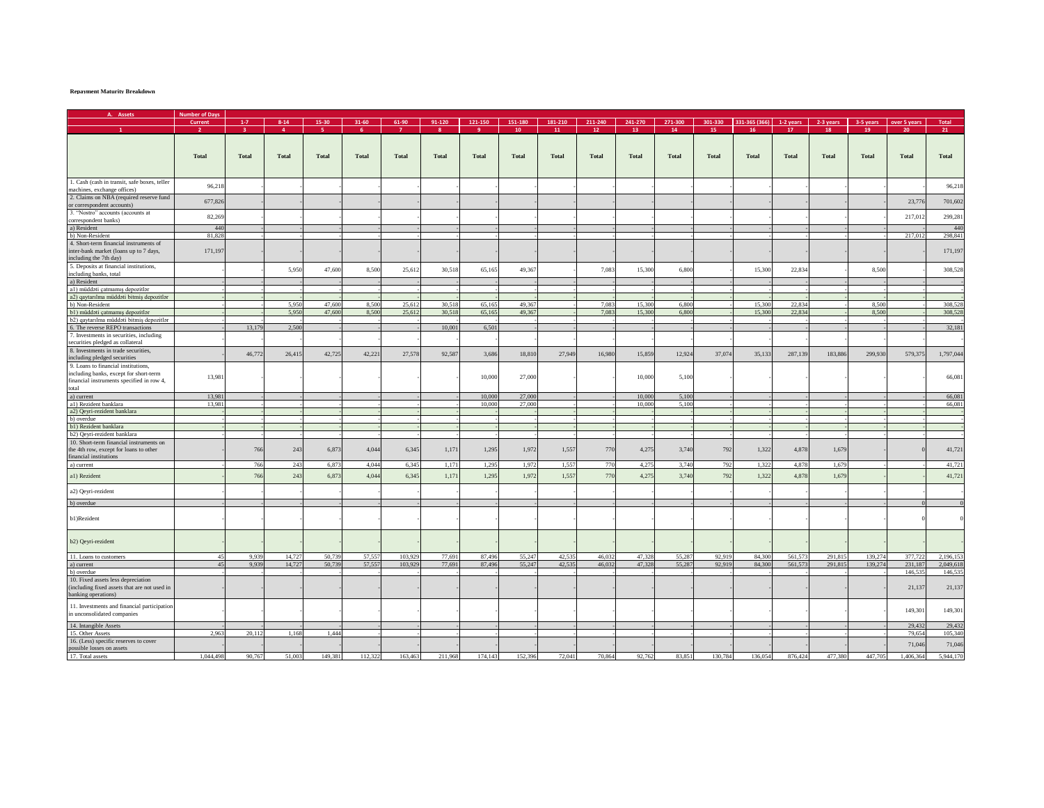**Repayment Maturity Breakdown**

| A. Assets | Number of Days | | | | | | | | | | | | | | | | | | | |
|---|---|---|---|---|---|---|---|---|---|---|---|---|---|---|---|---|---|---|---|---|
| | Current | 1-7 | 8-14 | 15-30 | 31-60 | 61-90 | 91-120 | 121-150 | 151-180 | 181-210 | 211-240 | 241-270 | 271-300 | 301-330 | 331-365 (366) | 1-2 years | 2-3 years | 3-5 years | over 5 years | Total |
| 1 | 2 | 3 | 4 | 5 | 6 | 7 | 8 | 9 | 10 | 11 | 12 | 13 | 14 | 15 | 16 | 17 | 18 | 19 | 20 | 21 |
| | Total | Total | Total | Total | Total | Total | Total | Total | Total | Total | Total | Total | Total | Total | Total | Total | Total | Total | Total | Total |
| 1. Cash (cash in transit, safe boxes, teller machines, exchange offices) | 96,218 | - | - | - | - | - | - | - | - | - | - | - | - | - | - | - | - | - | | 96,218 |
| 2. Claims on NBA (required reserve fund or correspondent accounts) | 677,826 | - | - | - | - | - | - | - | - | - | - | - | - | - | - | - | - | - | 23,776 | 701,602 |
| 3. "Nostro" accounts (accounts at correspondent banks) | 82,269 | - | - | - | - | - | - | - | - | - | - | - | - | - | - | - | - | - | 217,012 | 299,281 |
| a) Resident | 440 | - | - | - | - | - | - | - | - | - | - | - | - | - | - | - | - | - | - | 440 |
| b) Non-Resident | 81,828 | - | - | - | - | - | - | - | - | - | - | - | - | - | - | - | - | - | 217,012 | 298,841 |
| 4. Short-term financial instruments of inter-bank market (loans up to 7 days, including the 7th day) | 171,197 | - | - | - | - | - | - | - | - | - | - | - | - | - | - | - | - | - | - | 171,197 |
| 5. Deposits at financial institutions, including banks, total | - | - | 5,950 | 47,600 | 8,500 | 25,612 | 30,518 | 65,165 | 49,367 | - | 7,083 | 15,300 | 6,800 | - | 15,300 | 22,834 | - | 8,500 | - | 308,528 |
| a) Resident | - | - | - | - | - | - | - | - | - | - | - | - | - | - | - | - | - | - | - | - |
| a1) müddəti çatmamış depozitlər | - | - | - | - | - | - | - | - | - | - | - | - | - | - | - | - | - | - | - | - |
| a2) qaytarılma müddəti bitmiş depozitlər | - | - | - | - | - | - | - | - | - | - | - | - | - | - | - | - | - | - | - | - |
| b) Non-Resident | - | - | 5,950 | 47,600 | 8,500 | 25,612 | 30,518 | 65,165 | 49,367 | - | 7,083 | 15,300 | 6,800 | - | 15,300 | 22,834 | - | 8,500 | - | 308,528 |
| b1) müddəti çatmamış depozitlər | - | - | 5,950 | 47,600 | 8,500 | 25,612 | 30,518 | 65,165 | 49,367 | - | 7,083 | 15,300 | 6,800 | - | 15,300 | 22,834 | - | 8,500 | - | 308,528 |
| b2) qaytarılma müddəti bitmiş depozitlər | - | - | - | - | - | - | - | - | - | - | - | - | - | - | - | - | - | - | - | - |
| 6. The reverse REPO transactions | - | 13,179 | 2,500 | - | - | - | 10,001 | 6,501 | - | - | - | - | - | - | - | - | - | - | - | 32,181 |
| 7. Investments in securities, including securities pledged as collateral | - | - | - | - | - | - | - | - | - | - | - | - | - | - | - | - | - | - | - | - |
| 8. Investments in trade securities, including pledged securities | - | 46,772 | 26,415 | 42,725 | 42,221 | 27,578 | 92,587 | 3,686 | 18,810 | 27,949 | 16,980 | 15,859 | 12,924 | 37,074 | 35,133 | 287,139 | 183,886 | 299,930 | 579,375 | 1,797,044 |
| 9. Loans to financial institutions, including banks, except for short-term financial instruments specified in row 4, total | 13,981 | - | - | - | - | - | - | 10,000 | 27,000 | - | - | 10,000 | 5,100 | - | - | - | - | - | - | 66,081 |
| a) current | 13,981 | - | - | - | - | - | - | 10,000 | 27,000 | - | - | 10,000 | 5,100 | - | - | - | - | - | - | 66,081 |
| a1) Rezident banklara | 13,981 | - | - | - | - | - | - | 10,000 | 27,000 | - | - | 10,000 | 5,100 | - | - | - | - | - | - | 66,081 |
| a2) Qeyri-rezident banklara | - | - | - | - | - | - | - | - | - | - | - | - | - | - | - | - | - | - | - | - |
| b) overdue | - | - | - | - | - | - | - | - | - | - | - | - | - | - | - | - | - | - | - | - |
| b1) Rezident banklara | - | - | - | - | - | - | - | - | - | - | - | - | - | - | - | - | - | - | - | - |
| b2) Qeyri-rezident banklara | - | - | - | - | - | - | - | - | - | - | - | - | - | - | - | - | - | - | - | - |
| 10. Short-term financial instruments on the 4th row, except for loans to other financial institutions | - | 766 | 243 | 6,873 | 4,044 | 6,345 | 1,171 | 1,295 | 1,972 | 1,557 | 770 | 4,275 | 3,740 | 792 | 1,322 | 4,878 | 1,679 | - | 0 | 41,721 |
| a) current | - | 766 | 243 | 6,873 | 4,044 | 6,345 | 1,171 | 1,295 | 1,972 | 1,557 | 770 | 4,275 | 3,740 | 792 | 1,322 | 4,878 | 1,679 | - | - | 41,721 |
| a1) Rezident | - | 766 | 243 | 6,873 | 4,044 | 6,345 | 1,171 | 1,295 | 1,972 | 1,557 | 770 | 4,275 | 3,740 | 792 | 1,322 | 4,878 | 1,679 | - | - | 41,721 |
| a2) Qeyri-rezident | - | - | - | - | - | - | - | - | - | - | - | - | - | - | - | - | - | - | - | - |
| b) overdue | - | - | - | - | - | - | - | - | - | - | - | - | - | - | - | - | - | - | 0 | 0 |
| b1)Rezident | - | - | - | - | - | - | - | - | - | - | - | - | - | - | - | - | - | - | 0 | 0 |
| b2) Qeyri-rezident | - | - | - | - | - | - | - | - | - | - | - | - | - | - | - | - | - | - | - | - |
| 11. Loans to customers | 45 | 9,939 | 14,727 | 50,739 | 57,557 | 103,929 | 77,691 | 87,496 | 55,247 | 42,535 | 46,032 | 47,328 | 55,287 | 92,919 | 84,300 | 561,573 | 291,815 | 139,274 | 377,722 | 2,196,153 |
| a) current | 45 | 9,939 | 14,727 | 50,739 | 57,557 | 103,929 | 77,691 | 87,496 | 55,247 | 42,535 | 46,032 | 47,328 | 55,287 | 92,919 | 84,300 | 561,573 | 291,815 | 139,274 | 231,187 | 2,049,618 |
| b) overdue | - | - | - | - | - | - | - | - | - | - | - | - | - | - | - | - | - | - | 146,535 | 146,535 |
| 10. Fixed assets less depreciation (including fixed assets that are not used in banking operations) | - | - | - | - | - | - | - | - | - | - | - | - | - | - | - | - | - | - | 21,137 | 21,137 |
| 11. Investments and financial participation in unconsolidated companies | - | - | - | - | - | - | - | - | - | - | - | - | - | - | - | - | - | - | 149,301 | 149,301 |
| 14. Intangible Assets | - | - | - | - | - | - | - | - | - | - | - | - | - | - | - | - | - | - | 29,432 | 29,432 |
| 15. Other Assets | 2,963 | 20,112 | 1,168 | 1,444 | - | - | - | - | - | - | - | - | - | - | - | - | - | - | 79,654 | 105,340 |
| 16. (Less) specific reserves to cover possible losses on assets | - | - | - | - | - | - | - | - | - | - | - | - | - | - | - | - | - | - | 71,046 | 71,046 |
| 17. Total assets | 1,044,498 | 90,767 | 51,003 | 149,381 | 112,322 | 163,463 | 211,968 | 174,143 | 152,396 | 72,041 | 70,864 | 92,762 | 83,851 | 130,784 | 136,054 | 876,424 | 477,380 | 447,705 | 1,406,364 | 5,944,170 |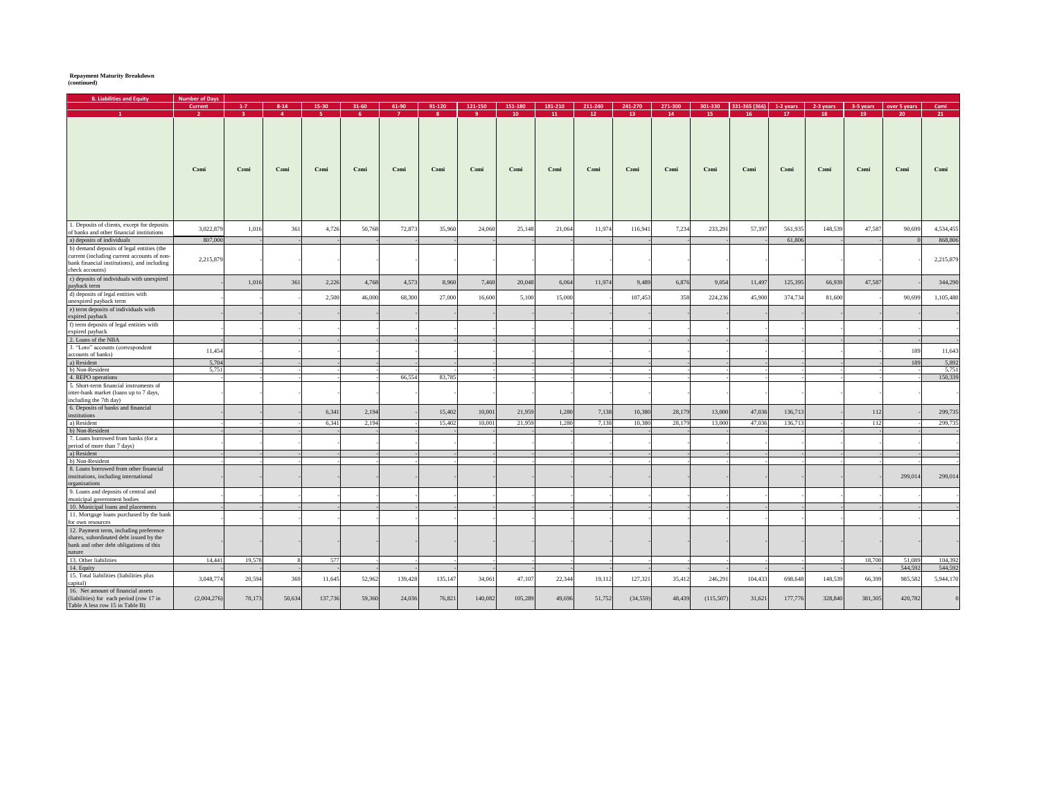**Repayment Maturity Breakdown**
**(continued)**

| B. Liabilities and Equity | Number of Days | | | | | | | | | | | | | | | | | | | |
|---|---|---|---|---|---|---|---|---|---|---|---|---|---|---|---|---|---|---|---|---|
| | Current | 1-7 | 8-14 | 15-30 | 31-60 | 61-90 | 91-120 | 121-150 | 151-180 | 181-210 | 211-240 | 241-270 | 271-300 | 301-330 | 331-365 (366) | 1-2 years | 2-3 years | 3-5 years | over 5 years | Cəmi |
| 1 | 2 | 3 | 4 | 5 | 6 | 7 | 8 | 9 | 10 | 11 | 12 | 13 | 14 | 15 | 16 | 17 | 18 | 19 | 20 | 21 |
| | Cəmi | Cəmi | Cəmi | Cəmi | Cəmi | Cəmi | Cəmi | Cəmi | Cəmi | Cəmi | Cəmi | Cəmi | Cəmi | Cəmi | Cəmi | Cəmi | Cəmi | Cəmi | Cəmi | Cəmi |
| 1. Deposits of clients, except for deposits of banks and other financial institutions | 3,022,879 | 1,016 | 361 | 4,726 | 50,768 | 72,873 | 35,960 | 24,060 | 25,148 | 21,064 | 11,974 | 116,941 | 7,234 | 233,291 | 57,397 | 561,935 | 148,539 | 47,587 | 90,699 | 4,534,455 |
| a) deposits of individuals | 807,000 | - | - | - | - | - | - | - | - | - | - | - | - | - | - | 61,806 | - | - | 0 | 868,806 |
| b) demand deposits of legal entities (the current (including current accounts of non-bank financial institutions), and including check accounts) | 2,215,879 | - | - | - | - | - | - | - | - | - | - | - | - | - | - | - | - | - | - | 2,215,879 |
| c) deposits of individuals with unexpired payback term | - | 1,016 | 361 | 2,226 | 4,768 | 4,573 | 8,960 | 7,460 | 20,048 | 6,064 | 11,974 | 9,489 | 6,876 | 9,054 | 11,497 | 125,395 | 66,939 | 47,587 | - | 344,290 |
| d) deposits of legal entities with unexpired payback term | - | - | - | 2,500 | 46,000 | 68,300 | 27,000 | 16,600 | 5,100 | 15,000 | - | 107,453 | 358 | 224,236 | 45,900 | 374,734 | 81,600 | - | 90,699 | 1,105,480 |
| e) term deposits of individuals with expired payback | - | - | - | - | - | - | - | - | - | - | - | - | - | - | - | - | - | - | - | - |
| f) term deposits of legal entities with expired payback | - | - | - | - | - | - | - | - | - | - | - | - | - | - | - | - | - | - | - | - |
| 2. Loans of the NBA | - | - | - | - | - | - | - | - | - | - | - | - | - | - | - | - | - | - | - | - |
| 3. "Loro" accounts (correspondent accounts of banks) | 11,454 | - | - | - | - | - | - | - | - | - | - | - | - | - | - | - | - | - | 189 | 11,643 |
| a) Resident | 5,704 | - | - | - | - | - | - | - | - | - | - | - | - | - | - | - | - | - | 189 | 5,892 |
| b) Non-Resident | 5,751 | - | - | - | - | - | - | - | - | - | - | - | - | - | - | - | - | - | - | 5,751 |
| 4. REPO operations | - | - | - | - | - | 66,554 | 83,785 | - | - | - | - | - | - | - | - | - | - | - | - | 150,339 |
| 5. Short-term financial instruments of inter-bank market (loans up to 7 days, including the 7th day) | - | - | - | - | - | - | - | - | - | - | - | - | - | - | - | - | - | - | - | - |
| 6. Deposits of banks and financial institutions | - | - | - | 6,341 | 2,194 | - | 15,402 | 10,001 | 21,959 | 1,280 | 7,138 | 10,380 | 28,179 | 13,000 | 47,036 | 136,713 | - | 112 | - | 299,735 |
| a) Resident | - | - | - | 6,341 | 2,194 | - | 15,402 | 10,001 | 21,959 | 1,280 | 7,138 | 10,380 | 28,179 | 13,000 | 47,036 | 136,713 | - | 112 | - | 299,735 |
| b) Non-Resident | - | - | - | - | - | - | - | - | - | - | - | - | - | - | - | - | - | - | - | - |
| 7. Loans borrowed from banks (for a period of more than 7 days) | - | - | - | - | - | - | - | - | - | - | - | - | - | - | - | - | - | - | - | - |
| a) Resident | - | - | - | - | - | - | - | - | - | - | - | - | - | - | - | - | - | - | - | - |
| b) Non-Resident | - | - | - | - | - | - | - | - | - | - | - | - | - | - | - | - | - | - | - | - |
| 8. Loans borrowed from other financial institutions, including international organizations | - | - | - | - | - | - | - | - | - | - | - | - | - | - | - | - | - | - | 299,014 | 299,014 |
| 9. Loans and deposits of central and municipal government bodies | - | - | - | - | - | - | - | - | - | - | - | - | - | - | - | - | - | - | - | - |
| 10. Municipal loans and placements | - | - | - | - | - | - | - | - | - | - | - | - | - | - | - | - | - | - | - | - |
| 11. Mortgage loans purchased by the bank for own resources | - | - | - | - | - | - | - | - | - | - | - | - | - | - | - | - | - | - | - | - |
| 12. Payment term, including preference shares, subordinated debt issued by the bank and other debt obligations of this nature | - | - | - | - | - | - | - | - | - | - | - | - | - | - | - | - | - | - | - | - |
| 13. Other liabilities | 14,441 | 19,578 | 8 | 577 | - | - | - | - | - | - | - | - | - | - | - | - | - | 18,700 | 51,089 | 104,392 |
| 14. Equity | - | - | - | - | - | - | - | - | - | - | - | - | - | - | - | - | - | - | 544,592 | 544,592 |
| 15. Total liabilities (liabilities plus capital) | 3,048,774 | 20,594 | 369 | 11,645 | 52,962 | 139,428 | 135,147 | 34,061 | 47,107 | 22,344 | 19,112 | 127,321 | 35,412 | 246,291 | 104,433 | 698,648 | 148,539 | 66,399 | 985,582 | 5,944,170 |
| 16. Net amount of financial assets (liabilities) for each period (row 17 in Table A less row 15 in Table B) | (2,004,276) | 70,173 | 50,634 | 137,736 | 59,360 | 24,036 | 76,821 | 140,082 | 105,289 | 49,696 | 51,752 | (34,559) | 48,439 | (115,507) | 31,621 | 177,776 | 328,840 | 381,305 | 420,782 | 0 |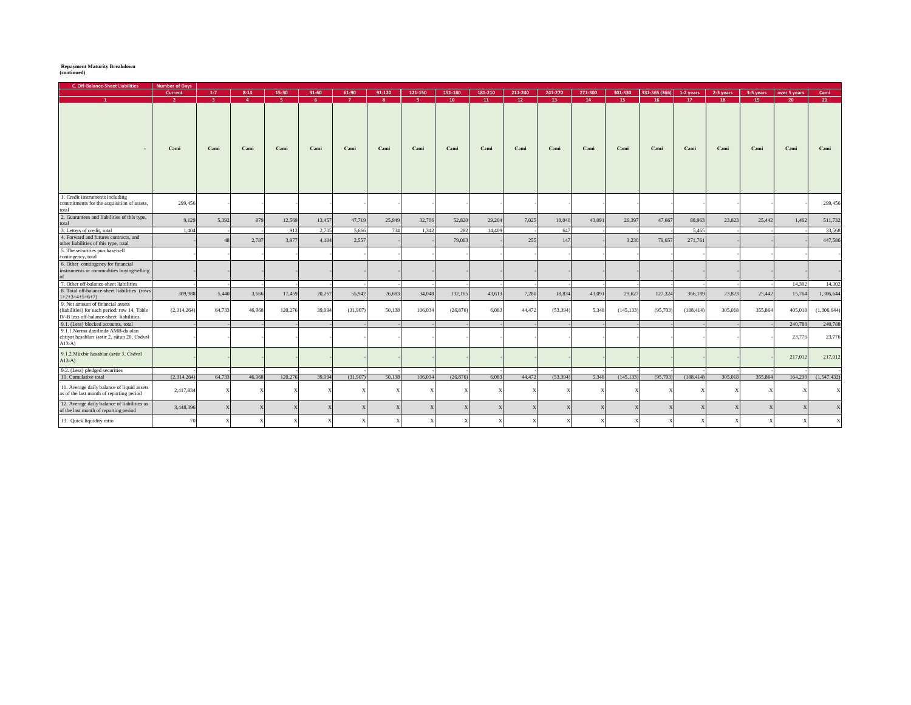**Repayment Maturity Breakdown**
**(continued)**

| C. Off-Balance-Sheet Liabilities | Number of Days | | | | | | | | | | | | | | | | | | | |
|---|---|---|---|---|---|---|---|---|---|---|---|---|---|---|---|---|---|---|---|---|
| | Current | 1-7 | 8-14 | 15-30 | 31-60 | 61-90 | 91-120 | 121-150 | 151-180 | 181-210 | 211-240 | 241-270 | 271-300 | 301-330 | 331-365 (366) | 1-2 years | 2-3 years | 3-5 years | over 5 years | Cəmi |
| 1 | 2 | 3 | 4 | 5 | 6 | 7 | 8 | 9 | 10 | 11 | 12 | 13 | 14 | 15 | 16 | 17 | 18 | 19 | 20 | 21 |
| - | Cəmi | Cəmi | Cəmi | Cəmi | Cəmi | Cəmi | Cəmi | Cəmi | Cəmi | Cəmi | Cəmi | Cəmi | Cəmi | Cəmi | Cəmi | Cəmi | Cəmi | Cəmi | Cəmi | Cəmi |
| 1. Credit instruments including commitments for the acquisition of assets, total | 299,456 | - | - | - | - | - | - | - | - | - | - | - | - | - | - | - | - | - | | 299,456 |
| 2. Guarantees and liabilities of this type, total | 9,129 | 5,392 | 879 | 12,569 | 13,457 | 47,719 | 25,949 | 32,706 | 52,820 | 29,204 | 7,025 | 18,040 | 43,091 | 26,397 | 47,667 | 88,963 | 23,823 | 25,442 | 1,462 | 511,732 |
| 3. Letters of credit, total | 1,404 | - | - | 913 | 2,705 | 5,666 | 734 | 1,342 | 282 | 14,409 | - | 647 | - | - | - | 5,465 | - | - | - | 33,568 |
| 4. Forward and futures contracts, and other liabilities of this type, total | - | 48 | 2,787 | 3,977 | 4,104 | 2,557 | - | - | 79,063 | - | 255 | 147 | - | 3,230 | 79,657 | 271,761 | - | - | - | 447,586 |
| 5. The securities purchase/sell contingency, total | - | - | - | - | - | - | - | - | - | - | - | - | - | - | - | - | - | - | - | - |
| 6. Other contingency for financial instruments or commodities buying/selling of | - | - | - | - | - | - | - | - | - | - | - | - | - | - | - | - | - | - | - | - |
| 7. Other off-balance-sheet liabilities | - | - | - | - | - | - | - | - | - | - | - | - | - | - | - | - | - | - | 14,302 | 14,302 |
| 8. Total off-balance-sheet liabilities (rows 1+2+3+4+5+6+7) | 309,988 | 5,440 | 3,666 | 17,459 | 20,267 | 55,942 | 26,683 | 34,048 | 132,165 | 43,613 | 7,280 | 18,834 | 43,091 | 29,627 | 127,324 | 366,189 | 23,823 | 25,442 | 15,764 | 1,306,644 |
| 9. Net amount of financial assets (liabilities) for each period: row 14, Table IV-B less off-balance-sheet liabilities | (2,314,264) | 64,733 | 46,968 | 120,276 | 39,094 | (31,907) | 50,138 | 106,034 | (26,876) | 6,083 | 44,472 | (53,394) | 5,348 | (145,133) | (95,703) | (188,414) | 305,018 | 355,864 | 405,018 | (1,306,644) |
| 9.1. (Less) blocked accounts, total | - | - | - | - | - | - | - | - | - | - | - | - | - | - | - | - | - | - | 240,788 | 240,788 |
| 9.1.1.Norma daxilində AMB-da olan ehtiyat hesabları (sətir 2, sütun 20, Cədvəl A13-A) | - | - | - | - | - | - | - | - | - | - | - | - | - | - | - | - | - | - | 23,776 | 23,776 |
| 9.1.2.Müxbir hesablar (sətir 3, Cədvəl A13-A) | - | - | - | - | - | - | - | - | - | - | - | - | - | - | - | - | - | - | 217,012 | 217,012 |
| 9.2. (Less) pledged securities | - | - | - | - | - | - | - | - | - | - | - | - | - | - | - | - | - | - | - | - |
| 10. Cumulative total | (2,314,264) | 64,733 | 46,968 | 120,276 | 39,094 | (31,907) | 50,138 | 106,034 | (26,876) | 6,083 | 44,472 | (53,394) | 5,348 | (145,133) | (95,703) | (188,414) | 305,018 | 355,864 | 164,230 | (1,547,432) |
| 11. Average daily balance of liquid assets as of the last month of reporting period | 2,417,834 | X | X | X | X | X | X | X | X | X | X | X | X | X | X | X | X | X | X | X |
| 12. Average daily balance of liabilities as of the last month of reporting period | 3,448,396 | X | X | X | X | X | X | X | X | X | X | X | X | X | X | X | X | X | X | X |
| 13. Quick liquidity ratio | 70 | X | X | X | X | X | X | X | X | X | X | X | X | X | X | X | X | X | X | X |